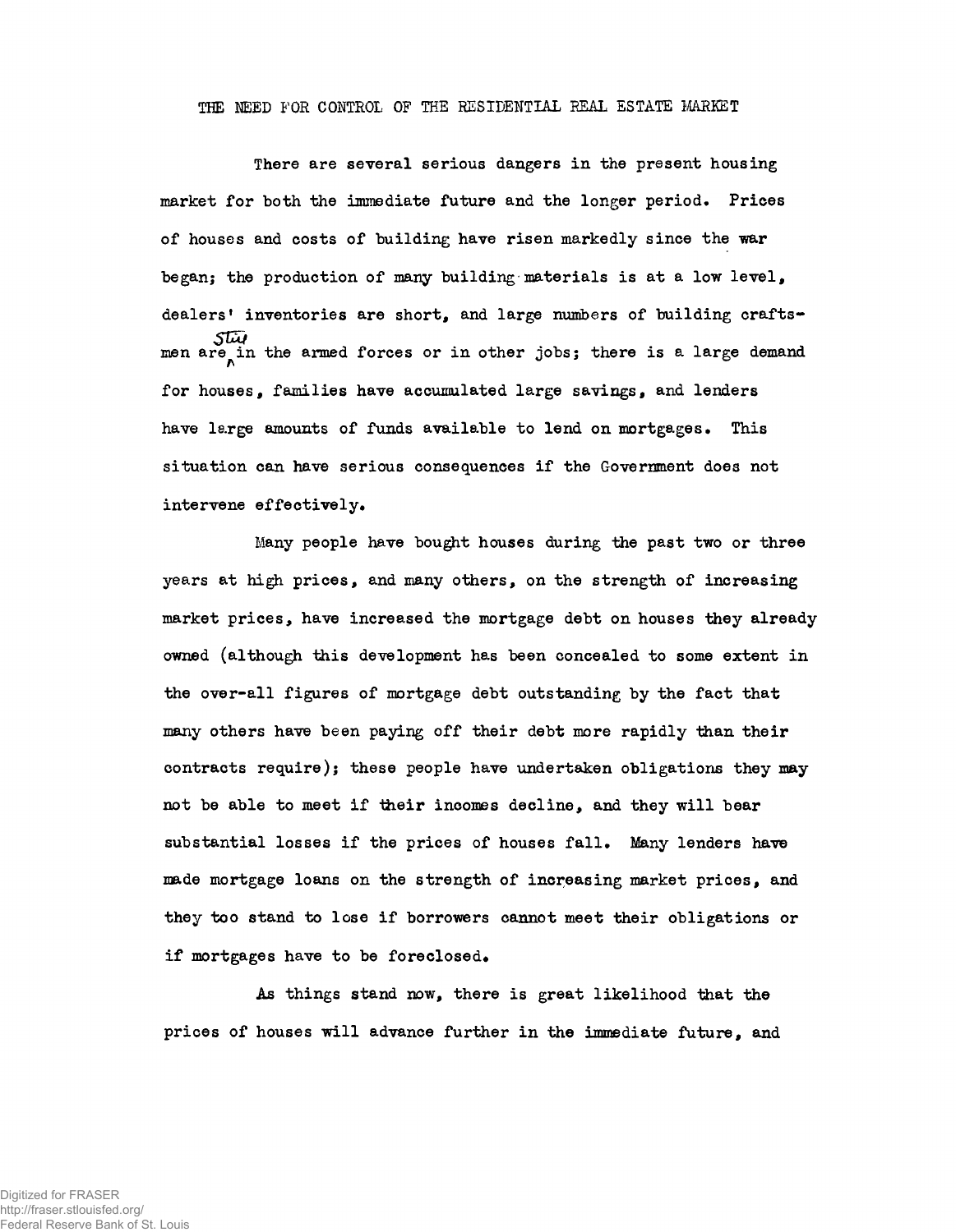# THE NEED FOR CONTROL OF THE RESIDENTIAL REAL ESTATE MARKET

There are several serious dangers in the present housing market for both the immediate future and the longer period. Prices of houses and costs of building have risen markedly since the war began; the production of many building materials is at a low level, dealers' inventories are short, and large numbers of building craftsmen are still in the armed forces or in other jobs; there is a large demand for houses, families have accumulated large savings, and lenders have large amounts of funds available to lend on mortgages. This situation can have serious consequences if the Government does not intervene effectively.

Many people have bought houses during the past two or three years at high prices, and many others, on the strength of increasing market prices, have increased the mortgage debt on houses they already owned (although this development has been concealed to some extent in the over-all figures of mortgage debt outstanding by the fact that many others have been paying off their debt more rapidly than their contracts require); these people have undertaken obligations they may not be able to meet if their incomes decline, and they will bear substantial losses if the prices of houses fall. Many lenders have made mortgage loans on the strength of increasing market prices, and they too stand to lose if borrowers cannot meet their obligations or if mortgages have to be foreclosed.

As things stand now, there is great likelihood that the prices of houses will advance further in the immediate future, and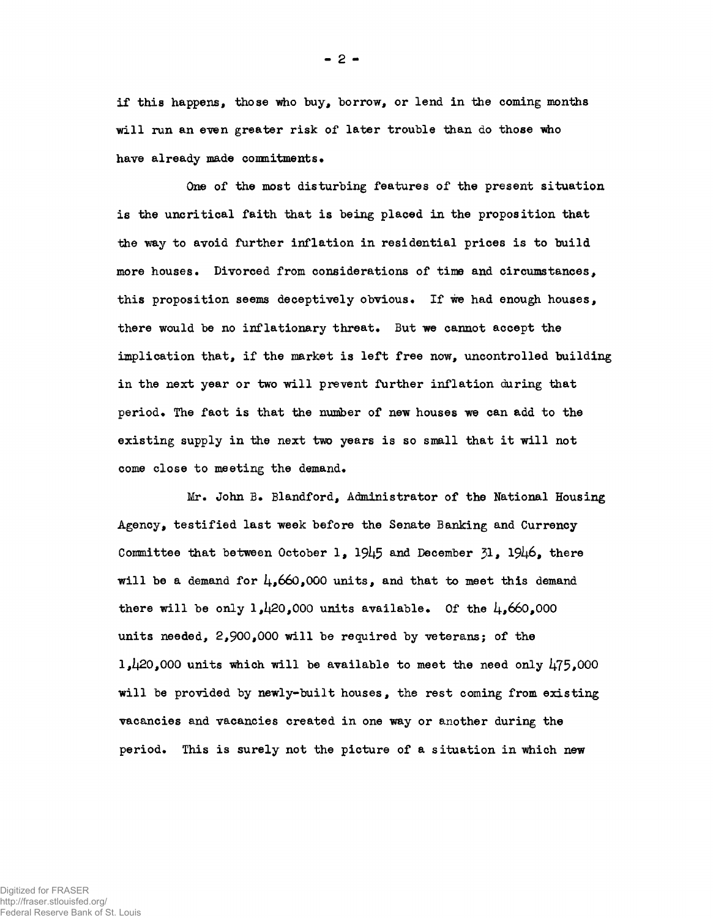if this happens, those who buy, borrow, or lend in the coming months will run an even greater risk of later trouble than do those who have already made commitments.

One of the most disturbing features of the present situation is the uncritical faith that is being placed in the proposition that the way to avoid further inflation in residential prices is to build more houses. Divorced from considerations of time and circumstances, this proposition seems deceptively obvious. If we had enough houses, there would be no inflationary threat. But we cannot accept the implication that, if the market is left free now, uncontrolled building in the next year or two will prevent further inflation during that period. The fact is that the number of new houses we can add to the existing supply in the next two years is so small that it will not come close to meeting the demand.

Mr. John B. Blandford, Administrator of the National Housing Agency, testified last week before the Senate Banking and Currency Committee that between October 1, 1945 and December 31, 1946, there will be a demand for 4,660,000 units, and that to meet this demand there will be only 1,420,000 units available. Of the 4,660,000 units needed, 2,900,000 will be required by veterans; of the 1,420,000 units which will be available to meet the need only 475,000 will be provided by newly-built houses, the rest coming from existing vacancies and vacancies created in one way or another during the period. This is surely not the picture of a situation in which new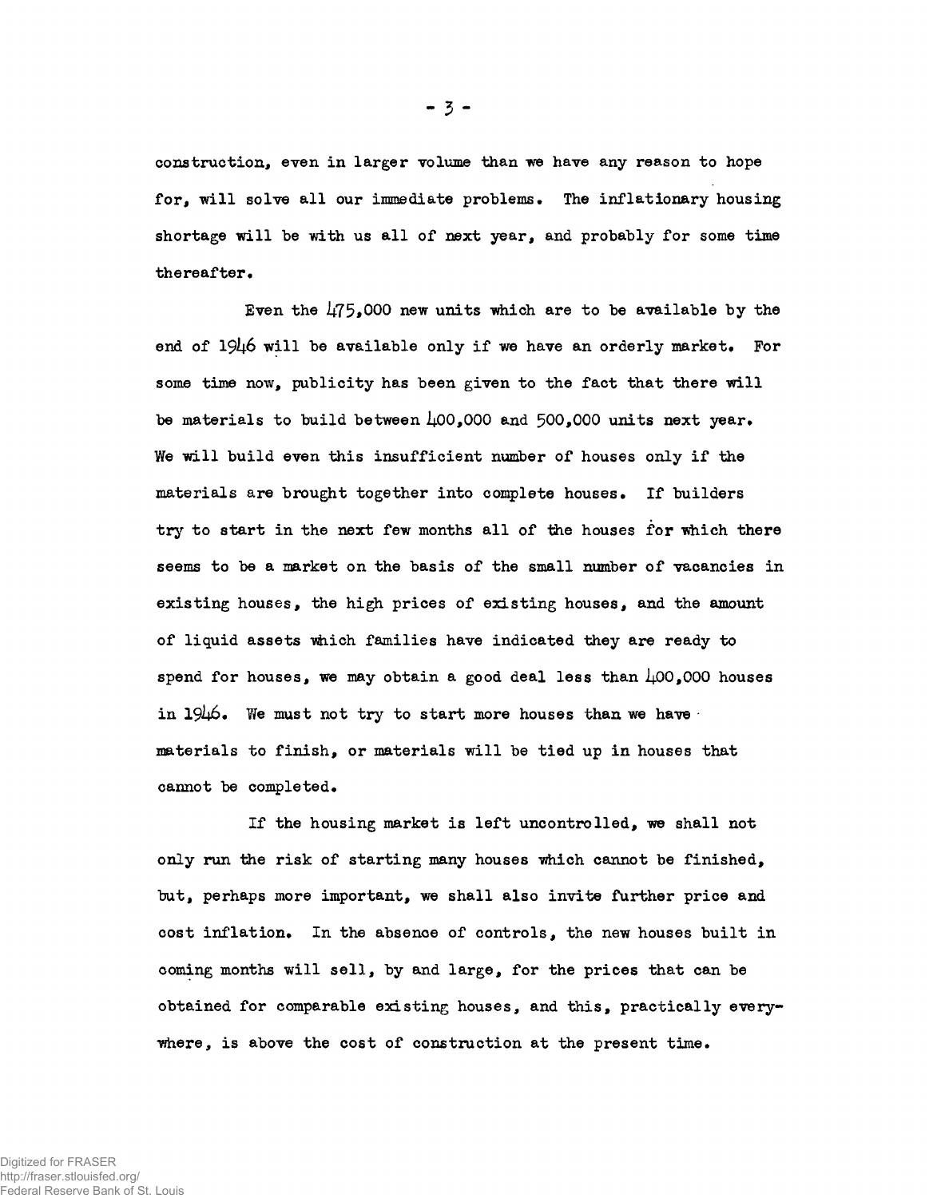construction, even in larger volume than we have any reason to hope for, will solve all our immediate problems. The inflationary housing shortage will be with us all of next year, and probably for some time thereafter.

Even the 475,000 new units which are to be available by the end of 1946 will be available only if we have an orderly market. For some time now, publicity has been given to the fact that there will be materials to build between 400,000 and 500,000 units next year. We will build even this insufficient number of houses only if the materials are brought together into complete houses. If builders try to start in the next few months all of the houses for which there seems to be a market on the basis of the small number of vacancies in existing houses, the high prices of existing houses, and the amount of liquid assets which families have indicated they are ready to spend for houses, we may obtain a good deal less than 400,000 houses in 1946. We must not try to start more houses than we have materials to finish, or materials will be tied up in houses that cannot be completed.

If the housing market is left uncontrolled, we shall not only run the risk of starting many houses which cannot be finished, but, perhaps more important, we shall also invite further price and cost inflation. In the absence of controls, the new houses built in coming months will sell, by and large, for the prices that can be obtained for comparable existing houses, and this, practically everywhere, is above the cost of construction at the present time.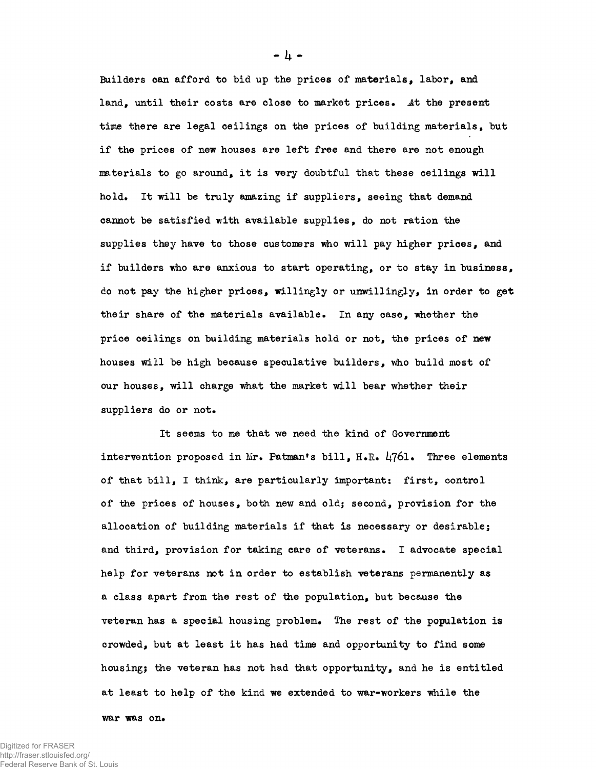Builders can afford to bid up the prices of materials, labor, and land, until their costs are close to market prices. At the present time there are legal ceilings on the prices of building materials, but if the prices of new houses are left free and there are not enough materials to go around, it is very doubtful that these ceilings will hold. It will be truly amazing if suppliers, seeing that demand cannot be satisfied with available supplies, do not ration the supplies they have to those customers who will pay higher prices, and if builders who are anxious to start operating, or to stay in business, do not pay the higher prices, willingly or unwillingly, in order to get their share of the materials available. In any case, whether the price ceilings on building materials hold or not, the prices of new houses will be high because speculative builders, who build most of our houses, will charge what the market will bear whether their suppliers do or not.

It seems to me that we need the kind of Government intervention proposed in Mr. Patman's bill, H.R. 4761. Three elements of that bill, I think, are particularly important: first, control of the prices of houses, both new and old; second, provision for the allocation of building materials if that is necessary or desirable; and third, provision for taking care of veterans. I advocate special help for veterans not in order to establish veterans permanently as a class apart from the rest of the population, but because the veteran has a special housing problem. The rest of the population is crowded, but at least it has had time and opportunity to find some housing; the veteran has not had that opportunity, and he is entitled at least to help of the kind we extended to war-workers while the war was on.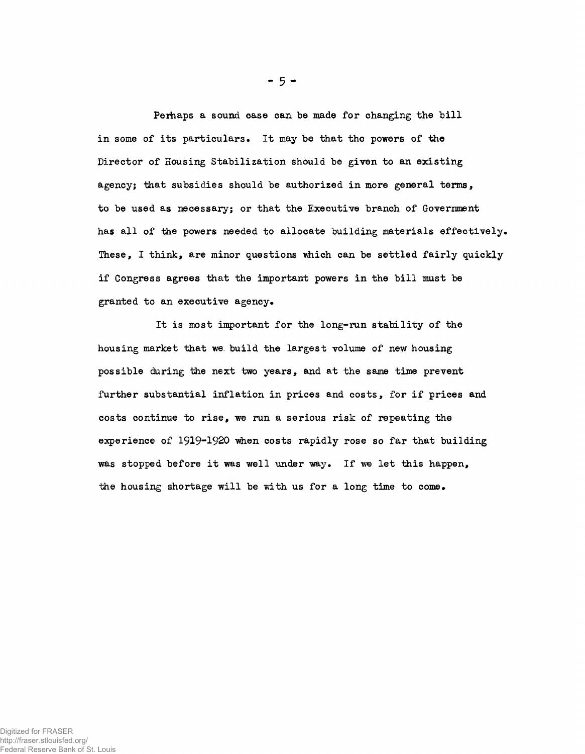Perhaps a sound case can be made for changing the bill in some of its particulars. It may be that the powers of the Director of Housing Stabilization should be given to an existing agency; that subsidies should be authorized in more general terms, to be used as necessary; or that the Executive branch of Government has all of the powers needed to allocate building materials effectively. These, I think, are minor questions which can be settled fairly quickly if Congress agrees that the important powers in the bill must be granted to an executive agency.

It is most important for the long-run stability of the housing market that we build the largest volume of new housing possible during the next two years, and at the same time prevent further substantial inflation in prices and costs, for if prices and costs continue to rise, we run a serious risk of repeating the experience of 1919-1920 when costs rapidly rose so far that building was stopped before it was well under way. If we let this happen, the housing shortage will be with us for a long time to come.